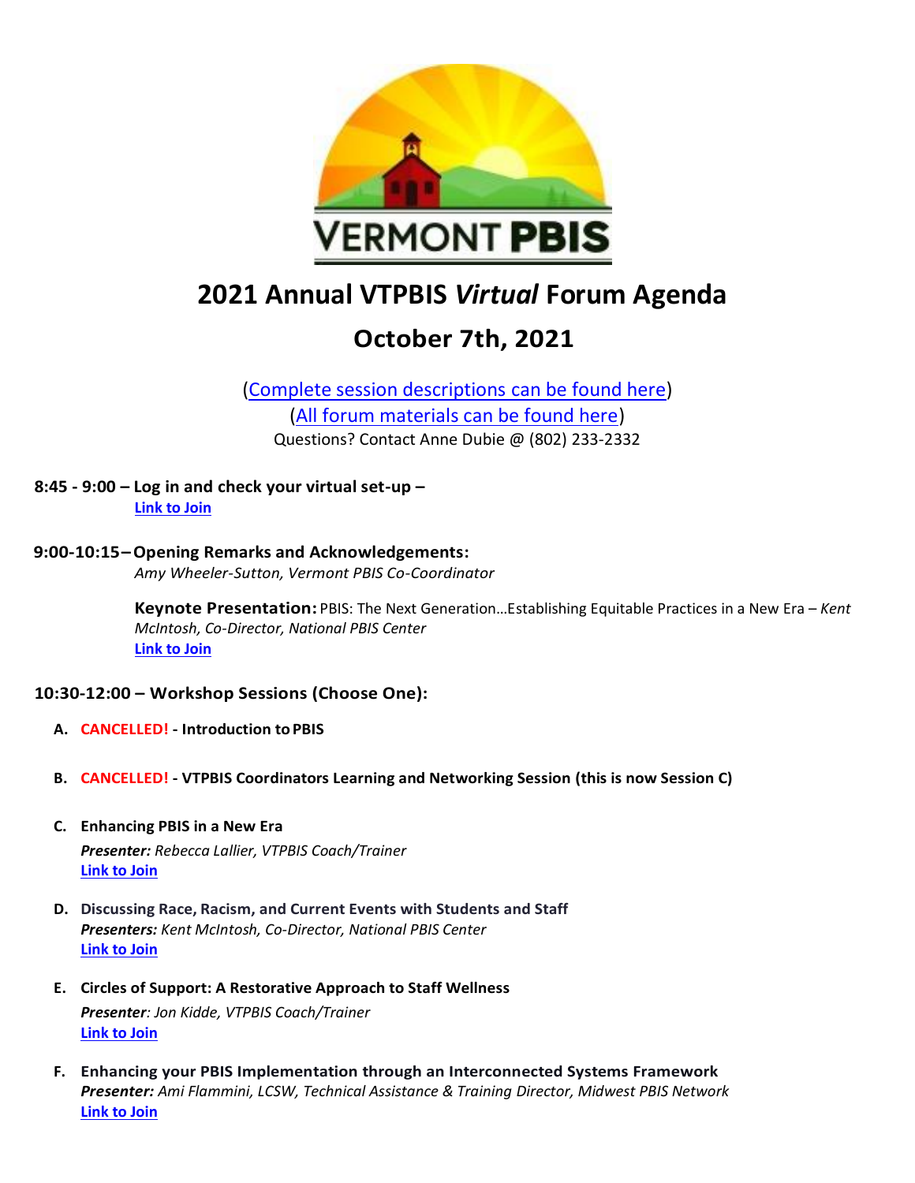VERMONT PBIS

# 2021 Annual VTPBIS *Virtual* Forum Agenda

## October 7th, 2021

(Complete session descriptions can be found here)
(All forum materials can be found here)
Questions? Contact Anne Dubie @ (802) 233-2332

**8:45 - 9:00 – Log in and check your virtual set-up –**
**Link to Join**

**9:00-10:15 – Opening Remarks and Acknowledgements:**
*Amy Wheeler-Sutton, Vermont PBIS Co-Coordinator*

**Keynote Presentation:** PBIS: The Next Generation…Establishing Equitable Practices in a New Era – *Kent McIntosh, Co-Director, National PBIS Center*
**Link to Join**

**10:30-12:00 – Workshop Sessions (Choose One):**

- **A. CANCELLED! - Introduction to PBIS**
- **B. CANCELLED! - VTPBIS Coordinators Learning and Networking Session (this is now Session C)**
- **C. Enhancing PBIS in a New Era**
  ***Presenter:*** *Rebecca Lallier, VTPBIS Coach/Trainer*
  **Link to Join**
- **D. Discussing Race, Racism, and Current Events with Students and Staff**
  ***Presenters:*** *Kent McIntosh, Co-Director, National PBIS Center*
  **Link to Join**
- **E. Circles of Support: A Restorative Approach to Staff Wellness**
  ***Presenter****: Jon Kidde, VTPBIS Coach/Trainer*
  **Link to Join**
- **F. Enhancing your PBIS Implementation through an Interconnected Systems Framework**
  ***Presenter:*** *Ami Flammini, LCSW, Technical Assistance & Training Director, Midwest PBIS Network*
  **Link to Join**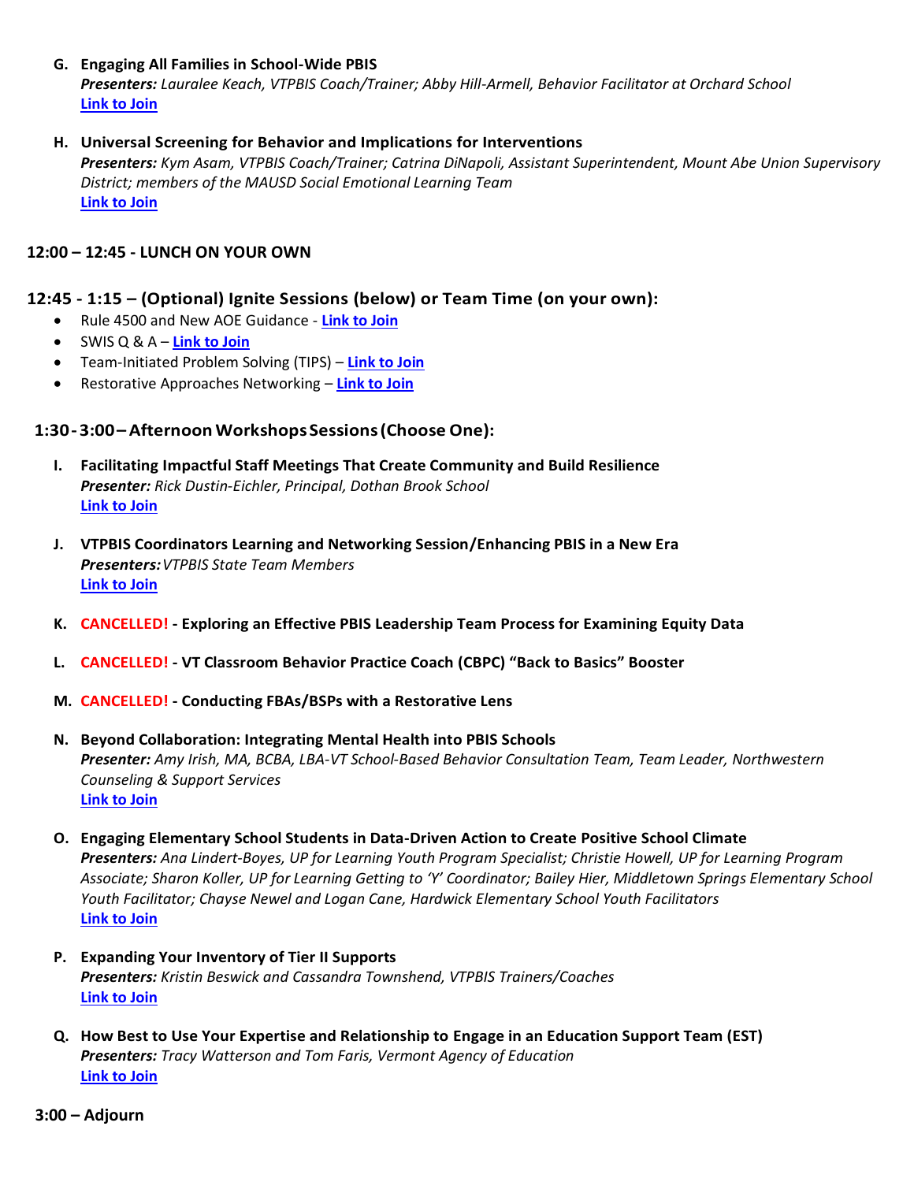G. **Engaging All Families in School-Wide PBIS**
   ***Presenters:*** *Lauralee Keach, VTPBIS Coach/Trainer; Abby Hill-Armell, Behavior Facilitator at Orchard School*
   **Link to Join**

H. **Universal Screening for Behavior and Implications for Interventions**
   ***Presenters:*** *Kym Asam, VTPBIS Coach/Trainer; Catrina DiNapoli, Assistant Superintendent, Mount Abe Union Supervisory District; members of the MAUSD Social Emotional Learning Team*
   **Link to Join**

**12:00 – 12:45 - LUNCH ON YOUR OWN**

**12:45 - 1:15 – (Optional) Ignite Sessions (below) or Team Time (on your own):**

- Rule 4500 and New AOE Guidance - **Link to Join**
- SWIS Q & A – **Link to Join**
- Team-Initiated Problem Solving (TIPS) – **Link to Join**
- Restorative Approaches Networking – **Link to Join**

**1:30 - 3:00 – Afternoon Workshops Sessions (Choose One):**

I. **Facilitating Impactful Staff Meetings That Create Community and Build Resilience**
   ***Presenter:*** *Rick Dustin-Eichler, Principal, Dothan Brook School*
   **Link to Join**

J. **VTPBIS Coordinators Learning and Networking Session/Enhancing PBIS in a New Era**
   ***Presenters:*** *VTPBIS State Team Members*
   **Link to Join**

K. **CANCELLED! - Exploring an Effective PBIS Leadership Team Process for Examining Equity Data**

L. **CANCELLED! - VT Classroom Behavior Practice Coach (CBPC) "Back to Basics" Booster**

M. **CANCELLED! - Conducting FBAs/BSPs with a Restorative Lens**

N. **Beyond Collaboration: Integrating Mental Health into PBIS Schools**
   ***Presenter:*** *Amy Irish, MA, BCBA, LBA-VT School-Based Behavior Consultation Team, Team Leader, Northwestern Counseling & Support Services*
   **Link to Join**

O. **Engaging Elementary School Students in Data-Driven Action to Create Positive School Climate**
   ***Presenters:*** *Ana Lindert-Boyes, UP for Learning Youth Program Specialist; Christie Howell, UP for Learning Program Associate; Sharon Koller, UP for Learning Getting to 'Y' Coordinator; Bailey Hier, Middletown Springs Elementary School Youth Facilitator; Chayse Newel and Logan Cane, Hardwick Elementary School Youth Facilitators*
   **Link to Join**

P. **Expanding Your Inventory of Tier II Supports**
   ***Presenters:*** *Kristin Beswick and Cassandra Townshend, VTPBIS Trainers/Coaches*
   **Link to Join**

Q. **How Best to Use Your Expertise and Relationship to Engage in an Education Support Team (EST)**
   ***Presenters:*** *Tracy Watterson and Tom Faris, Vermont Agency of Education*
   **Link to Join**

**3:00 – Adjourn**